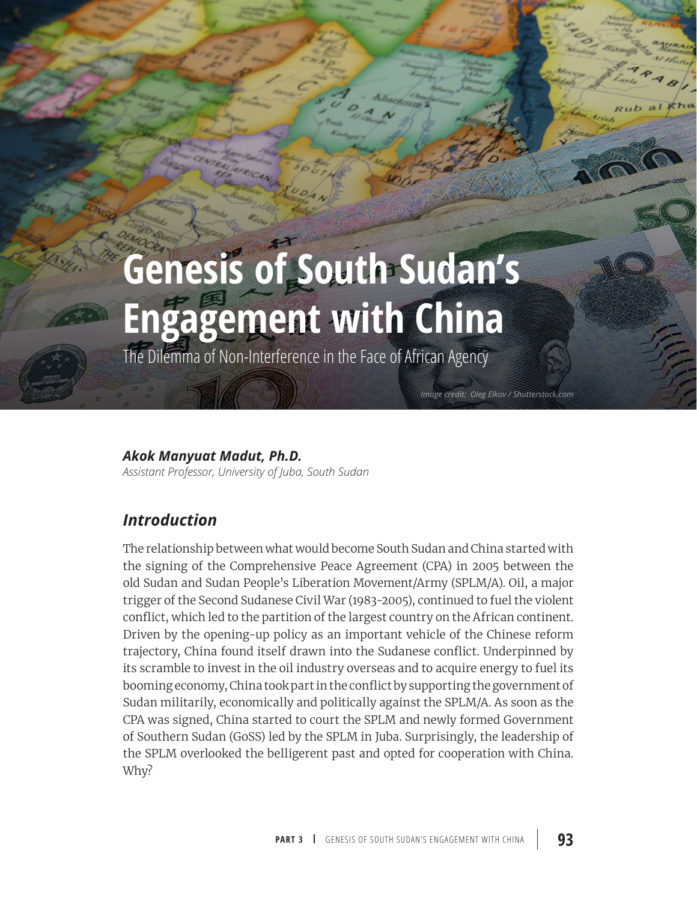# Genesis of South Sudan's Engagement with China

## The Dilemma of Non-Interference in the Face of African Agency

Image credit: Oleg Elkov / Shutterstock.com

***Akok Manyuat Madut, Ph.D.***
*Assistant Professor, University of Juba, South Sudan*

### *Introduction*

The relationship between what would become South Sudan and China started with the signing of the Comprehensive Peace Agreement (CPA) in 2005 between the old Sudan and Sudan People's Liberation Movement/Army (SPLM/A). Oil, a major trigger of the Second Sudanese Civil War (1983-2005), continued to fuel the violent conflict, which led to the partition of the largest country on the African continent. Driven by the opening-up policy as an important vehicle of the Chinese reform trajectory, China found itself drawn into the Sudanese conflict. Underpinned by its scramble to invest in the oil industry overseas and to acquire energy to fuel its booming economy, China took part in the conflict by supporting the government of Sudan militarily, economically and politically against the SPLM/A. As soon as the CPA was signed, China started to court the SPLM and newly formed Government of Southern Sudan (GoSS) led by the SPLM in Juba. Surprisingly, the leadership of the SPLM overlooked the belligerent past and opted for cooperation with China. Why?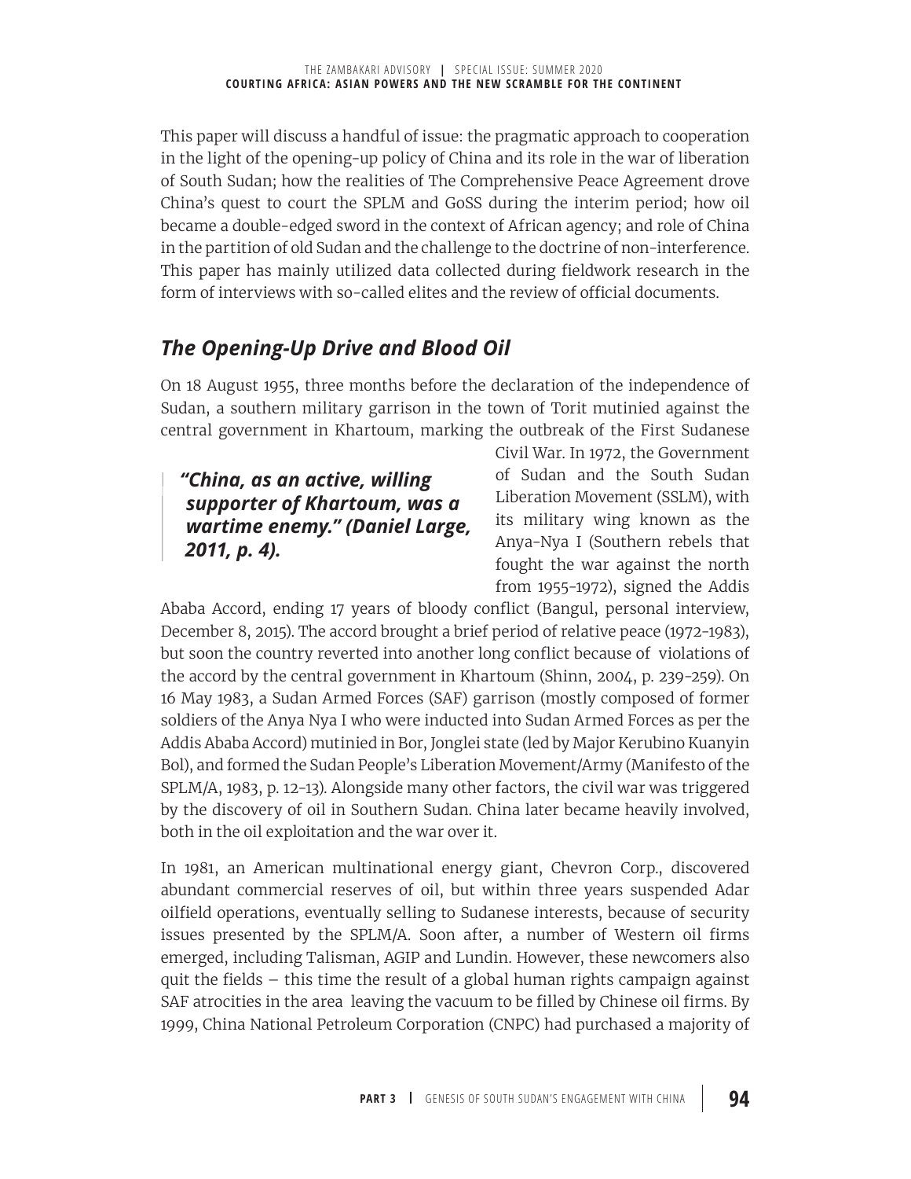This paper will discuss a handful of issue: the pragmatic approach to cooperation in the light of the opening-up policy of China and its role in the war of liberation of South Sudan; how the realities of The Comprehensive Peace Agreement drove China's quest to court the SPLM and GoSS during the interim period; how oil became a double-edged sword in the context of African agency; and role of China in the partition of old Sudan and the challenge to the doctrine of non-interference. This paper has mainly utilized data collected during fieldwork research in the form of interviews with so-called elites and the review of official documents.

## *The Opening-Up Drive and Blood Oil*

On 18 August 1955, three months before the declaration of the independence of Sudan, a southern military garrison in the town of Torit mutinied against the central government in Khartoum, marking the outbreak of the First Sudanese Civil War. In 1972, the Government of Sudan and the South Sudan Liberation Movement (SSLM), with its military wing known as the Anya-Nya I (Southern rebels that fought the war against the north from 1955-1972), signed the Addis Ababa Accord, ending 17 years of bloody conflict (Bangul, personal interview, December 8, 2015). The accord brought a brief period of relative peace (1972-1983), but soon the country reverted into another long conflict because of violations of the accord by the central government in Khartoum (Shinn, 2004, p. 239-259). On 16 May 1983, a Sudan Armed Forces (SAF) garrison (mostly composed of former soldiers of the Anya Nya I who were inducted into Sudan Armed Forces as per the Addis Ababa Accord) mutinied in Bor, Jonglei state (led by Major Kerubino Kuanyin Bol), and formed the Sudan People's Liberation Movement/Army (Manifesto of the SPLM/A, 1983, p. 12-13). Alongside many other factors, the civil war was triggered by the discovery of oil in Southern Sudan. China later became heavily involved, both in the oil exploitation and the war over it.

> ***"China, as an active, willing supporter of Khartoum, was a wartime enemy." (Daniel Large, 2011, p. 4).***

In 1981, an American multinational energy giant, Chevron Corp., discovered abundant commercial reserves of oil, but within three years suspended Adar oilfield operations, eventually selling to Sudanese interests, because of security issues presented by the SPLM/A. Soon after, a number of Western oil firms emerged, including Talisman, AGIP and Lundin. However, these newcomers also quit the fields – this time the result of a global human rights campaign against SAF atrocities in the area leaving the vacuum to be filled by Chinese oil firms. By 1999, China National Petroleum Corporation (CNPC) had purchased a majority of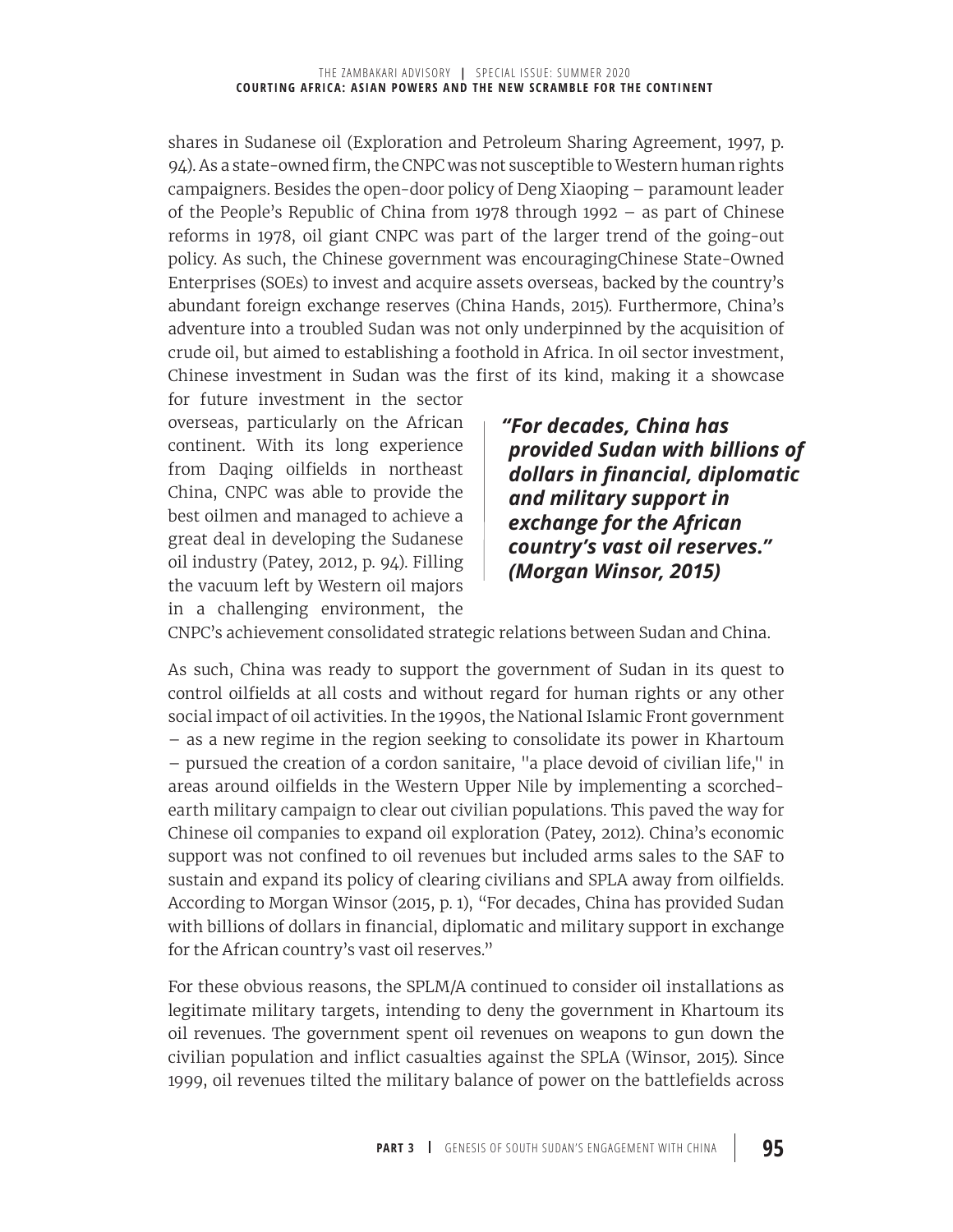shares in Sudanese oil (Exploration and Petroleum Sharing Agreement, 1997, p. 94). As a state-owned firm, the CNPC was not susceptible to Western human rights campaigners. Besides the open-door policy of Deng Xiaoping – paramount leader of the People's Republic of China from 1978 through 1992 – as part of Chinese reforms in 1978, oil giant CNPC was part of the larger trend of the going-out policy. As such, the Chinese government was encouragingChinese State-Owned Enterprises (SOEs) to invest and acquire assets overseas, backed by the country's abundant foreign exchange reserves (China Hands, 2015). Furthermore, China's adventure into a troubled Sudan was not only underpinned by the acquisition of crude oil, but aimed to establishing a foothold in Africa. In oil sector investment, Chinese investment in Sudan was the first of its kind, making it a showcase for future investment in the sector overseas, particularly on the African continent. With its long experience from Daqing oilfields in northeast China, CNPC was able to provide the best oilmen and managed to achieve a great deal in developing the Sudanese oil industry (Patey, 2012, p. 94). Filling the vacuum left by Western oil majors in a challenging environment, the CNPC's achievement consolidated strategic relations between Sudan and China.

> ***"For decades, China has provided Sudan with billions of dollars in financial, diplomatic and military support in exchange for the African country's vast oil reserves." (Morgan Winsor, 2015)***

As such, China was ready to support the government of Sudan in its quest to control oilfields at all costs and without regard for human rights or any other social impact of oil activities. In the 1990s, the National Islamic Front government – as a new regime in the region seeking to consolidate its power in Khartoum – pursued the creation of a cordon sanitaire, "a place devoid of civilian life," in areas around oilfields in the Western Upper Nile by implementing a scorched-earth military campaign to clear out civilian populations. This paved the way for Chinese oil companies to expand oil exploration (Patey, 2012). China's economic support was not confined to oil revenues but included arms sales to the SAF to sustain and expand its policy of clearing civilians and SPLA away from oilfields. According to Morgan Winsor (2015, p. 1), "For decades, China has provided Sudan with billions of dollars in financial, diplomatic and military support in exchange for the African country's vast oil reserves."

For these obvious reasons, the SPLM/A continued to consider oil installations as legitimate military targets, intending to deny the government in Khartoum its oil revenues. The government spent oil revenues on weapons to gun down the civilian population and inflict casualties against the SPLA (Winsor, 2015). Since 1999, oil revenues tilted the military balance of power on the battlefields across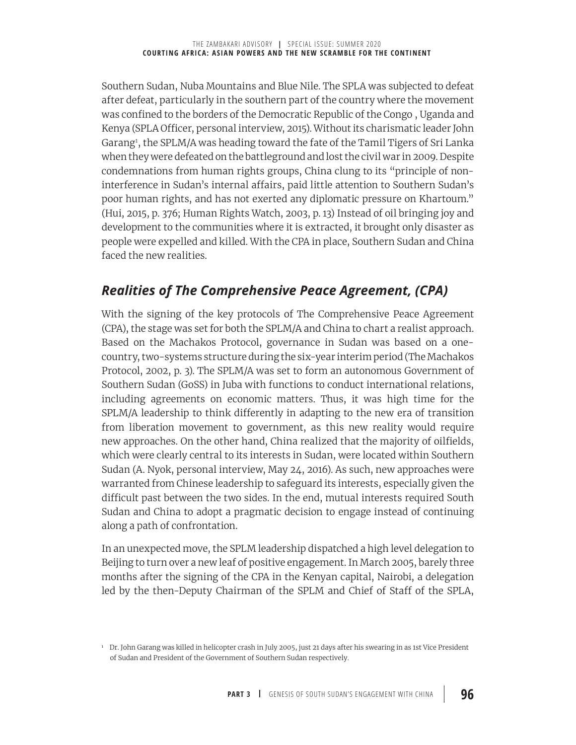Southern Sudan, Nuba Mountains and Blue Nile. The SPLA was subjected to defeat after defeat, particularly in the southern part of the country where the movement was confined to the borders of the Democratic Republic of the Congo , Uganda and Kenya (SPLA Officer, personal interview, 2015). Without its charismatic leader John Garang[1], the SPLM/A was heading toward the fate of the Tamil Tigers of Sri Lanka when they were defeated on the battleground and lost the civil war in 2009. Despite condemnations from human rights groups, China clung to its "principle of non-interference in Sudan's internal affairs, paid little attention to Southern Sudan's poor human rights, and has not exerted any diplomatic pressure on Khartoum." (Hui, 2015, p. 376; Human Rights Watch, 2003, p. 13) Instead of oil bringing joy and development to the communities where it is extracted, it brought only disaster as people were expelled and killed. With the CPA in place, Southern Sudan and China faced the new realities.

## *Realities of The Comprehensive Peace Agreement, (CPA)*

With the signing of the key protocols of The Comprehensive Peace Agreement (CPA), the stage was set for both the SPLM/A and China to chart a realist approach. Based on the Machakos Protocol, governance in Sudan was based on a one-country, two-systems structure during the six-year interim period (The Machakos Protocol, 2002, p. 3). The SPLM/A was set to form an autonomous Government of Southern Sudan (GoSS) in Juba with functions to conduct international relations, including agreements on economic matters. Thus, it was high time for the SPLM/A leadership to think differently in adapting to the new era of transition from liberation movement to government, as this new reality would require new approaches. On the other hand, China realized that the majority of oilfields, which were clearly central to its interests in Sudan, were located within Southern Sudan (A. Nyok, personal interview, May 24, 2016). As such, new approaches were warranted from Chinese leadership to safeguard its interests, especially given the difficult past between the two sides. In the end, mutual interests required South Sudan and China to adopt a pragmatic decision to engage instead of continuing along a path of confrontation.

In an unexpected move, the SPLM leadership dispatched a high level delegation to Beijing to turn over a new leaf of positive engagement. In March 2005, barely three months after the signing of the CPA in the Kenyan capital, Nairobi, a delegation led by the then-Deputy Chairman of the SPLM and Chief of Staff of the SPLA,

[1] Dr. John Garang was killed in helicopter crash in July 2005, just 21 days after his swearing in as 1st Vice President of Sudan and President of the Government of Southern Sudan respectively.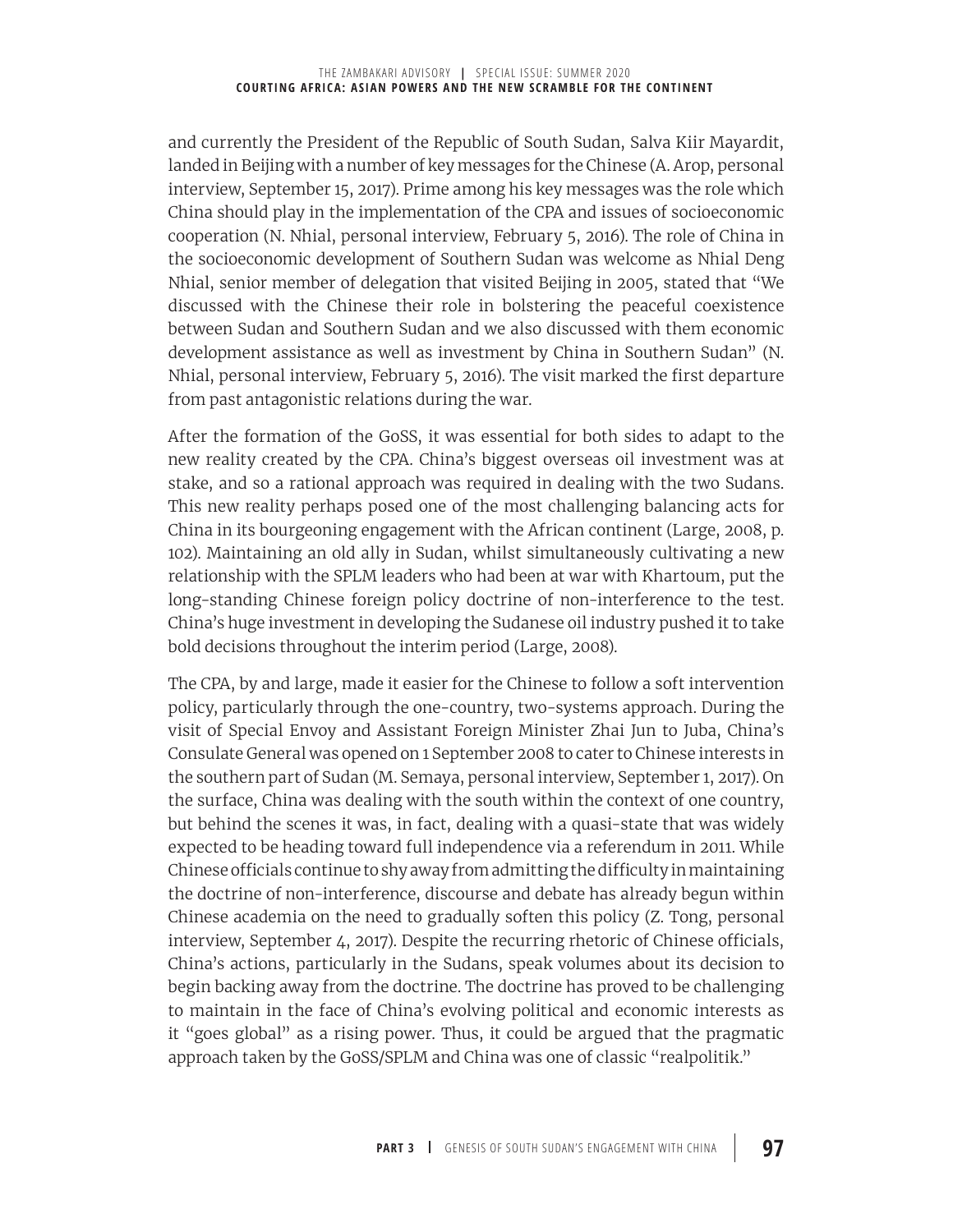and currently the President of the Republic of South Sudan, Salva Kiir Mayardit, landed in Beijing with a number of key messages for the Chinese (A. Arop, personal interview, September 15, 2017). Prime among his key messages was the role which China should play in the implementation of the CPA and issues of socioeconomic cooperation (N. Nhial, personal interview, February 5, 2016). The role of China in the socioeconomic development of Southern Sudan was welcome as Nhial Deng Nhial, senior member of delegation that visited Beijing in 2005, stated that "We discussed with the Chinese their role in bolstering the peaceful coexistence between Sudan and Southern Sudan and we also discussed with them economic development assistance as well as investment by China in Southern Sudan" (N. Nhial, personal interview, February 5, 2016). The visit marked the first departure from past antagonistic relations during the war.

After the formation of the GoSS, it was essential for both sides to adapt to the new reality created by the CPA. China's biggest overseas oil investment was at stake, and so a rational approach was required in dealing with the two Sudans. This new reality perhaps posed one of the most challenging balancing acts for China in its bourgeoning engagement with the African continent (Large, 2008, p. 102). Maintaining an old ally in Sudan, whilst simultaneously cultivating a new relationship with the SPLM leaders who had been at war with Khartoum, put the long-standing Chinese foreign policy doctrine of non-interference to the test. China's huge investment in developing the Sudanese oil industry pushed it to take bold decisions throughout the interim period (Large, 2008).

The CPA, by and large, made it easier for the Chinese to follow a soft intervention policy, particularly through the one-country, two-systems approach. During the visit of Special Envoy and Assistant Foreign Minister Zhai Jun to Juba, China's Consulate General was opened on 1 September 2008 to cater to Chinese interests in the southern part of Sudan (M. Semaya, personal interview, September 1, 2017). On the surface, China was dealing with the south within the context of one country, but behind the scenes it was, in fact, dealing with a quasi-state that was widely expected to be heading toward full independence via a referendum in 2011. While Chinese officials continue to shy away from admitting the difficulty in maintaining the doctrine of non-interference, discourse and debate has already begun within Chinese academia on the need to gradually soften this policy (Z. Tong, personal interview, September 4, 2017). Despite the recurring rhetoric of Chinese officials, China's actions, particularly in the Sudans, speak volumes about its decision to begin backing away from the doctrine. The doctrine has proved to be challenging to maintain in the face of China's evolving political and economic interests as it "goes global" as a rising power. Thus, it could be argued that the pragmatic approach taken by the GoSS/SPLM and China was one of classic "realpolitik."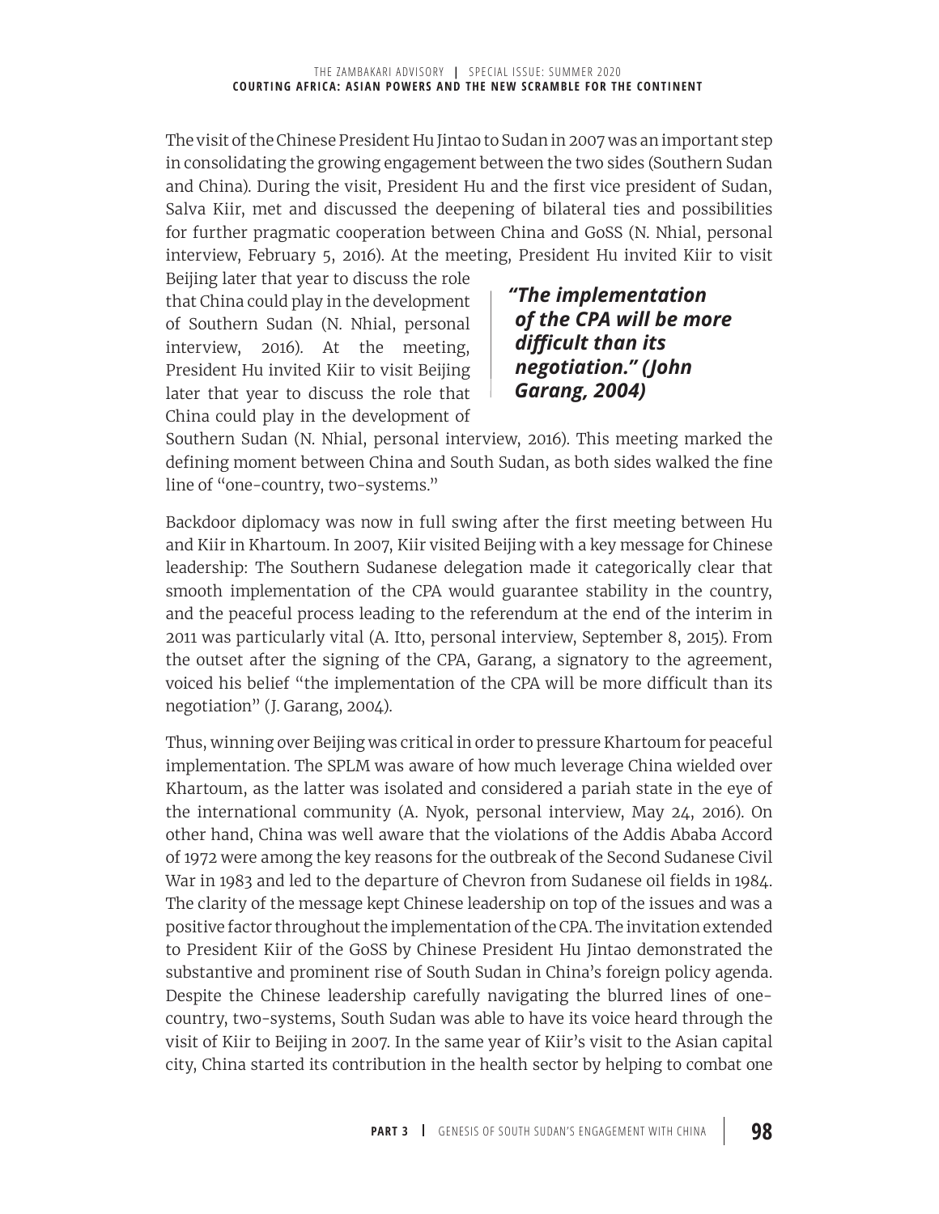The visit of the Chinese President Hu Jintao to Sudan in 2007 was an important step in consolidating the growing engagement between the two sides (Southern Sudan and China). During the visit, President Hu and the first vice president of Sudan, Salva Kiir, met and discussed the deepening of bilateral ties and possibilities for further pragmatic cooperation between China and GoSS (N. Nhial, personal interview, February 5, 2016). At the meeting, President Hu invited Kiir to visit Beijing later that year to discuss the role that China could play in the development of Southern Sudan (N. Nhial, personal interview, 2016). At the meeting, President Hu invited Kiir to visit Beijing later that year to discuss the role that China could play in the development of Southern Sudan (N. Nhial, personal interview, 2016). This meeting marked the defining moment between China and South Sudan, as both sides walked the fine line of "one-country, two-systems."

> ***"The implementation of the CPA will be more difficult than its negotiation." (John Garang, 2004)***

Backdoor diplomacy was now in full swing after the first meeting between Hu and Kiir in Khartoum. In 2007, Kiir visited Beijing with a key message for Chinese leadership: The Southern Sudanese delegation made it categorically clear that smooth implementation of the CPA would guarantee stability in the country, and the peaceful process leading to the referendum at the end of the interim in 2011 was particularly vital (A. Itto, personal interview, September 8, 2015). From the outset after the signing of the CPA, Garang, a signatory to the agreement, voiced his belief "the implementation of the CPA will be more difficult than its negotiation" (J. Garang, 2004).

Thus, winning over Beijing was critical in order to pressure Khartoum for peaceful implementation. The SPLM was aware of how much leverage China wielded over Khartoum, as the latter was isolated and considered a pariah state in the eye of the international community (A. Nyok, personal interview, May 24, 2016). On other hand, China was well aware that the violations of the Addis Ababa Accord of 1972 were among the key reasons for the outbreak of the Second Sudanese Civil War in 1983 and led to the departure of Chevron from Sudanese oil fields in 1984. The clarity of the message kept Chinese leadership on top of the issues and was a positive factor throughout the implementation of the CPA. The invitation extended to President Kiir of the GoSS by Chinese President Hu Jintao demonstrated the substantive and prominent rise of South Sudan in China's foreign policy agenda. Despite the Chinese leadership carefully navigating the blurred lines of one-country, two-systems, South Sudan was able to have its voice heard through the visit of Kiir to Beijing in 2007. In the same year of Kiir's visit to the Asian capital city, China started its contribution in the health sector by helping to combat one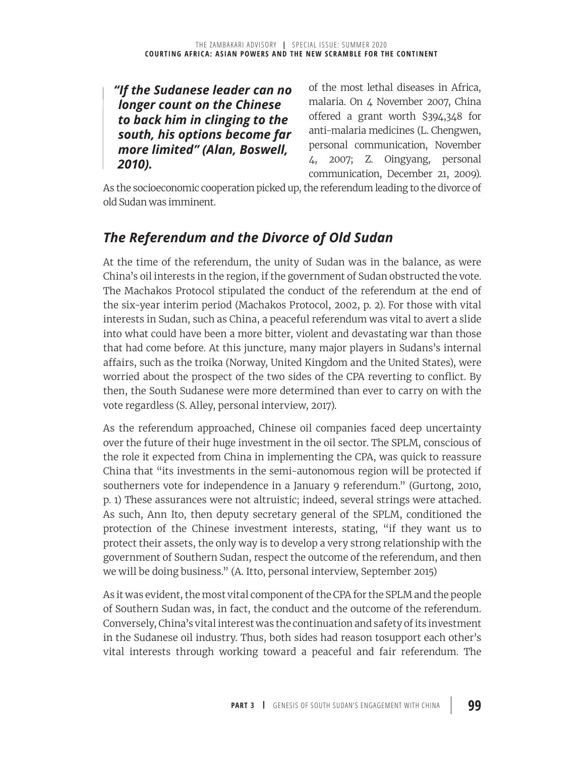> ***"If the Sudanese leader can no longer count on the Chinese to back him in clinging to the south, his options become far more limited" (Alan, Boswell, 2010).***

of the most lethal diseases in Africa, malaria. On 4 November 2007, China offered a grant worth $394,348 for anti-malaria medicines (L. Chengwen, personal communication, November 4, 2007; Z. Oingyang, personal communication, December 21, 2009). As the socioeconomic cooperation picked up, the referendum leading to the divorce of old Sudan was imminent.

## *The Referendum and the Divorce of Old Sudan*

At the time of the referendum, the unity of Sudan was in the balance, as were China's oil interests in the region, if the government of Sudan obstructed the vote. The Machakos Protocol stipulated the conduct of the referendum at the end of the six-year interim period (Machakos Protocol, 2002, p. 2). For those with vital interests in Sudan, such as China, a peaceful referendum was vital to avert a slide into what could have been a more bitter, violent and devastating war than those that had come before. At this juncture, many major players in Sudans's internal affairs, such as the troika (Norway, United Kingdom and the United States), were worried about the prospect of the two sides of the CPA reverting to conflict. By then, the South Sudanese were more determined than ever to carry on with the vote regardless (S. Alley, personal interview, 2017).

As the referendum approached, Chinese oil companies faced deep uncertainty over the future of their huge investment in the oil sector. The SPLM, conscious of the role it expected from China in implementing the CPA, was quick to reassure China that "its investments in the semi-autonomous region will be protected if southerners vote for independence in a January 9 referendum." (Gurtong, 2010, p. 1) These assurances were not altruistic; indeed, several strings were attached. As such, Ann Ito, then deputy secretary general of the SPLM, conditioned the protection of the Chinese investment interests, stating, "if they want us to protect their assets, the only way is to develop a very strong relationship with the government of Southern Sudan, respect the outcome of the referendum, and then we will be doing business." (A. Itto, personal interview, September 2015)

As it was evident, the most vital component of the CPA for the SPLM and the people of Southern Sudan was, in fact, the conduct and the outcome of the referendum. Conversely, China's vital interest was the continuation and safety of its investment in the Sudanese oil industry. Thus, both sides had reason tosupport each other's vital interests through working toward a peaceful and fair referendum. The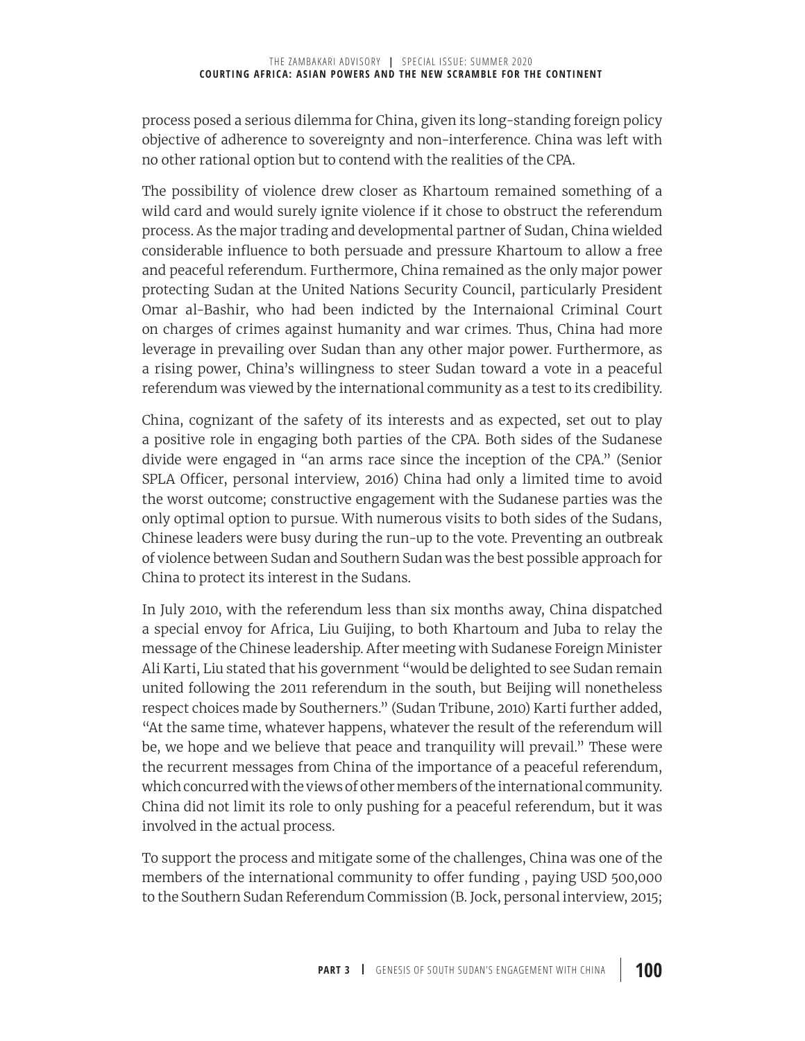process posed a serious dilemma for China, given its long-standing foreign policy objective of adherence to sovereignty and non-interference. China was left with no other rational option but to contend with the realities of the CPA.

The possibility of violence drew closer as Khartoum remained something of a wild card and would surely ignite violence if it chose to obstruct the referendum process. As the major trading and developmental partner of Sudan, China wielded considerable influence to both persuade and pressure Khartoum to allow a free and peaceful referendum. Furthermore, China remained as the only major power protecting Sudan at the United Nations Security Council, particularly President Omar al-Bashir, who had been indicted by the Internaional Criminal Court on charges of crimes against humanity and war crimes. Thus, China had more leverage in prevailing over Sudan than any other major power. Furthermore, as a rising power, China's willingness to steer Sudan toward a vote in a peaceful referendum was viewed by the international community as a test to its credibility.

China, cognizant of the safety of its interests and as expected, set out to play a positive role in engaging both parties of the CPA. Both sides of the Sudanese divide were engaged in "an arms race since the inception of the CPA." (Senior SPLA Officer, personal interview, 2016) China had only a limited time to avoid the worst outcome; constructive engagement with the Sudanese parties was the only optimal option to pursue. With numerous visits to both sides of the Sudans, Chinese leaders were busy during the run-up to the vote. Preventing an outbreak of violence between Sudan and Southern Sudan was the best possible approach for China to protect its interest in the Sudans.

In July 2010, with the referendum less than six months away, China dispatched a special envoy for Africa, Liu Guijing, to both Khartoum and Juba to relay the message of the Chinese leadership. After meeting with Sudanese Foreign Minister Ali Karti, Liu stated that his government "would be delighted to see Sudan remain united following the 2011 referendum in the south, but Beijing will nonetheless respect choices made by Southerners." (Sudan Tribune, 2010) Karti further added, "At the same time, whatever happens, whatever the result of the referendum will be, we hope and we believe that peace and tranquility will prevail." These were the recurrent messages from China of the importance of a peaceful referendum, which concurred with the views of other members of the international community. China did not limit its role to only pushing for a peaceful referendum, but it was involved in the actual process.

To support the process and mitigate some of the challenges, China was one of the members of the international community to offer funding , paying USD 500,000 to the Southern Sudan Referendum Commission (B. Jock, personal interview, 2015;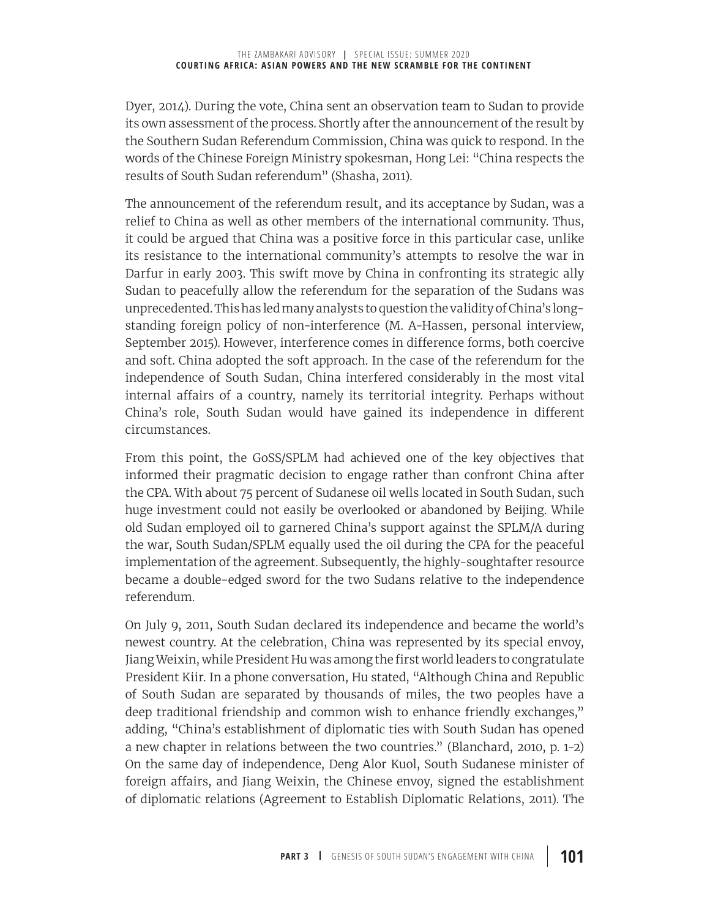Dyer, 2014). During the vote, China sent an observation team to Sudan to provide its own assessment of the process. Shortly after the announcement of the result by the Southern Sudan Referendum Commission, China was quick to respond. In the words of the Chinese Foreign Ministry spokesman, Hong Lei: "China respects the results of South Sudan referendum" (Shasha, 2011).

The announcement of the referendum result, and its acceptance by Sudan, was a relief to China as well as other members of the international community. Thus, it could be argued that China was a positive force in this particular case, unlike its resistance to the international community's attempts to resolve the war in Darfur in early 2003. This swift move by China in confronting its strategic ally Sudan to peacefully allow the referendum for the separation of the Sudans was unprecedented. This has led many analysts to question the validity of China's long-standing foreign policy of non-interference (M. A-Hassen, personal interview, September 2015). However, interference comes in difference forms, both coercive and soft. China adopted the soft approach. In the case of the referendum for the independence of South Sudan, China interfered considerably in the most vital internal affairs of a country, namely its territorial integrity. Perhaps without China's role, South Sudan would have gained its independence in different circumstances.

From this point, the GoSS/SPLM had achieved one of the key objectives that informed their pragmatic decision to engage rather than confront China after the CPA. With about 75 percent of Sudanese oil wells located in South Sudan, such huge investment could not easily be overlooked or abandoned by Beijing. While old Sudan employed oil to garnered China's support against the SPLM/A during the war, South Sudan/SPLM equally used the oil during the CPA for the peaceful implementation of the agreement. Subsequently, the highly-soughtafter resource became a double-edged sword for the two Sudans relative to the independence referendum.

On July 9, 2011, South Sudan declared its independence and became the world's newest country. At the celebration, China was represented by its special envoy, Jiang Weixin, while President Hu was among the first world leaders to congratulate President Kiir. In a phone conversation, Hu stated, "Although China and Republic of South Sudan are separated by thousands of miles, the two peoples have a deep traditional friendship and common wish to enhance friendly exchanges," adding, "China's establishment of diplomatic ties with South Sudan has opened a new chapter in relations between the two countries." (Blanchard, 2010, p. 1-2) On the same day of independence, Deng Alor Kuol, South Sudanese minister of foreign affairs, and Jiang Weixin, the Chinese envoy, signed the establishment of diplomatic relations (Agreement to Establish Diplomatic Relations, 2011). The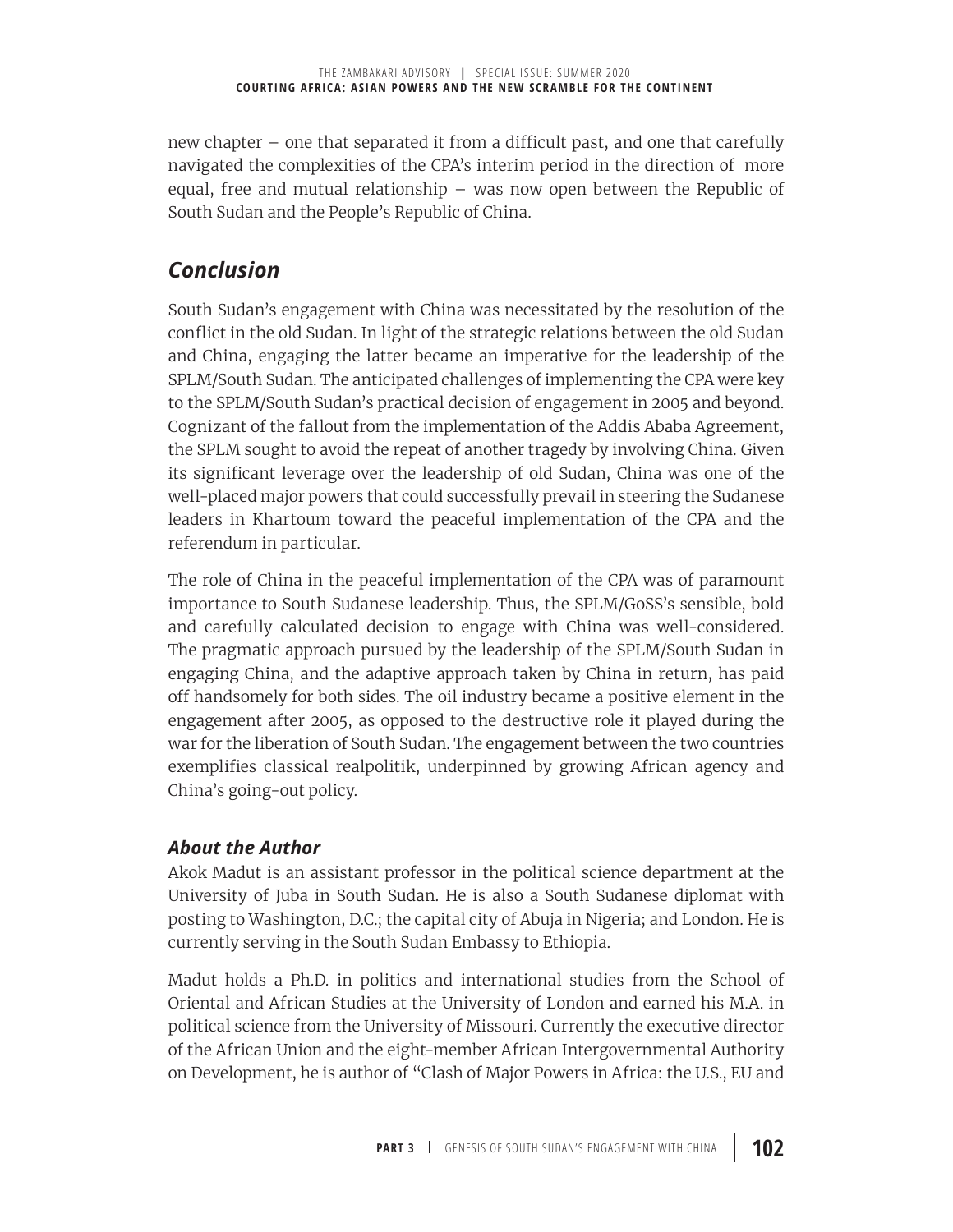new chapter – one that separated it from a difficult past, and one that carefully navigated the complexities of the CPA's interim period in the direction of more equal, free and mutual relationship – was now open between the Republic of South Sudan and the People's Republic of China.

## *Conclusion*

South Sudan's engagement with China was necessitated by the resolution of the conflict in the old Sudan. In light of the strategic relations between the old Sudan and China, engaging the latter became an imperative for the leadership of the SPLM/South Sudan. The anticipated challenges of implementing the CPA were key to the SPLM/South Sudan's practical decision of engagement in 2005 and beyond. Cognizant of the fallout from the implementation of the Addis Ababa Agreement, the SPLM sought to avoid the repeat of another tragedy by involving China. Given its significant leverage over the leadership of old Sudan, China was one of the well-placed major powers that could successfully prevail in steering the Sudanese leaders in Khartoum toward the peaceful implementation of the CPA and the referendum in particular.

The role of China in the peaceful implementation of the CPA was of paramount importance to South Sudanese leadership. Thus, the SPLM/GoSS's sensible, bold and carefully calculated decision to engage with China was well-considered. The pragmatic approach pursued by the leadership of the SPLM/South Sudan in engaging China, and the adaptive approach taken by China in return, has paid off handsomely for both sides. The oil industry became a positive element in the engagement after 2005, as opposed to the destructive role it played during the war for the liberation of South Sudan. The engagement between the two countries exemplifies classical realpolitik, underpinned by growing African agency and China's going-out policy.

### *About the Author*

Akok Madut is an assistant professor in the political science department at the University of Juba in South Sudan. He is also a South Sudanese diplomat with posting to Washington, D.C.; the capital city of Abuja in Nigeria; and London. He is currently serving in the South Sudan Embassy to Ethiopia.

Madut holds a Ph.D. in politics and international studies from the School of Oriental and African Studies at the University of London and earned his M.A. in political science from the University of Missouri. Currently the executive director of the African Union and the eight-member African Intergovernmental Authority on Development, he is author of "Clash of Major Powers in Africa: the U.S., EU and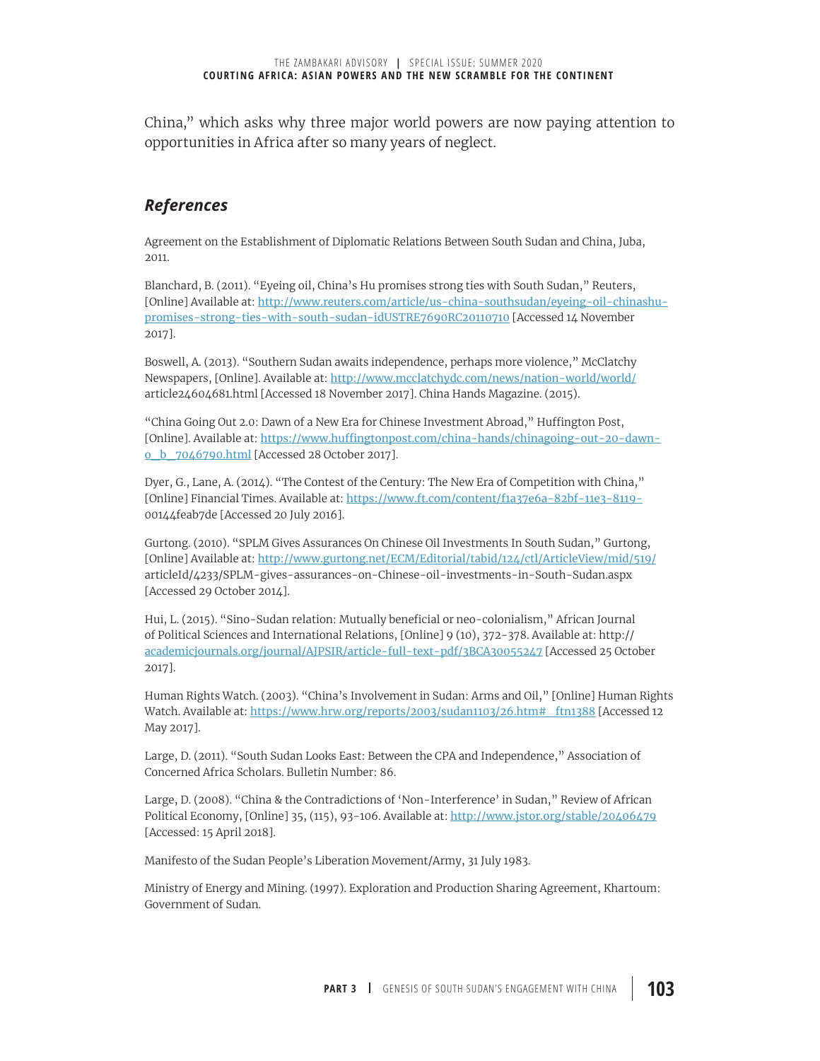China," which asks why three major world powers are now paying attention to opportunities in Africa after so many years of neglect.

## *References*

Agreement on the Establishment of Diplomatic Relations Between South Sudan and China, Juba, 2011.

Blanchard, B. (2011). "Eyeing oil, China's Hu promises strong ties with South Sudan," Reuters, [Online] Available at: http://www.reuters.com/article/us-china-southsudan/eyeing-oil-chinashu-promises-strong-ties-with-south-sudan-idUSTRE7690RC20110710 [Accessed 14 November 2017].

Boswell, A. (2013). "Southern Sudan awaits independence, perhaps more violence," McClatchy Newspapers, [Online]. Available at: http://www.mcclatchydc.com/news/nation-world/world/article24604681.html [Accessed 18 November 2017]. China Hands Magazine. (2015).

"China Going Out 2.0: Dawn of a New Era for Chinese Investment Abroad," Huffington Post, [Online]. Available at: https://www.huffingtonpost.com/china-hands/chinagoing-out-20-dawn-o_b_7046790.html [Accessed 28 October 2017].

Dyer, G., Lane, A. (2014). "The Contest of the Century: The New Era of Competition with China," [Online] Financial Times. Available at: https://www.ft.com/content/f1a37e6a-82bf-11e3-8119-00144feab7de [Accessed 20 July 2016].

Gurtong. (2010). "SPLM Gives Assurances On Chinese Oil Investments In South Sudan," Gurtong, [Online] Available at: http://www.gurtong.net/ECM/Editorial/tabid/124/ctl/ArticleView/mid/519/articleId/4233/SPLM-gives-assurances-on-Chinese-oil-investments-in-South-Sudan.aspx [Accessed 29 October 2014].

Hui, L. (2015). "Sino-Sudan relation: Mutually beneficial or neo-colonialism," African Journal of Political Sciences and International Relations, [Online] 9 (10), 372-378. Available at: http://academicjournals.org/journal/AJPSIR/article-full-text-pdf/3BCA30055247 [Accessed 25 October 2017].

Human Rights Watch. (2003). "China's Involvement in Sudan: Arms and Oil," [Online] Human Rights Watch. Available at: https://www.hrw.org/reports/2003/sudan1103/26.htm#_ftn1388 [Accessed 12 May 2017].

Large, D. (2011). "South Sudan Looks East: Between the CPA and Independence," Association of Concerned Africa Scholars. Bulletin Number: 86.

Large, D. (2008). "China & the Contradictions of 'Non-Interference' in Sudan," Review of African Political Economy, [Online] 35, (115), 93-106. Available at: http://www.jstor.org/stable/20406479 [Accessed: 15 April 2018].

Manifesto of the Sudan People's Liberation Movement/Army, 31 July 1983.

Ministry of Energy and Mining. (1997). Exploration and Production Sharing Agreement, Khartoum: Government of Sudan.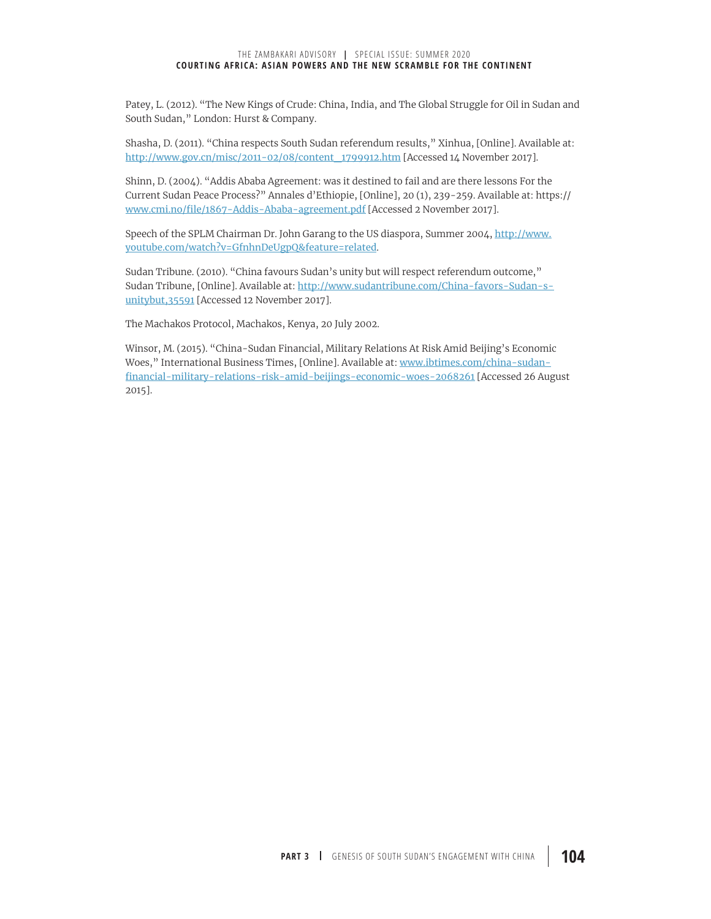Patey, L. (2012). "The New Kings of Crude: China, India, and The Global Struggle for Oil in Sudan and South Sudan," London: Hurst & Company.

Shasha, D. (2011). "China respects South Sudan referendum results," Xinhua, [Online]. Available at: http://www.gov.cn/misc/2011-02/08/content_1799912.htm [Accessed 14 November 2017].

Shinn, D. (2004). "Addis Ababa Agreement: was it destined to fail and are there lessons For the Current Sudan Peace Process?" Annales d'Ethiopie, [Online], 20 (1), 239-259. Available at: https://www.cmi.no/file/1867-Addis-Ababa-agreement.pdf [Accessed 2 November 2017].

Speech of the SPLM Chairman Dr. John Garang to the US diaspora, Summer 2004, http://www.youtube.com/watch?v=GfnhnDeUgpQ&feature=related.

Sudan Tribune. (2010). "China favours Sudan's unity but will respect referendum outcome," Sudan Tribune, [Online]. Available at: http://www.sudantribune.com/China-favors-Sudan-s-unitybut,35591 [Accessed 12 November 2017].

The Machakos Protocol, Machakos, Kenya, 20 July 2002.

Winsor, M. (2015). "China-Sudan Financial, Military Relations At Risk Amid Beijing's Economic Woes," International Business Times, [Online]. Available at: www.ibtimes.com/china-sudan-financial-military-relations-risk-amid-beijings-economic-woes-2068261 [Accessed 26 August 2015].